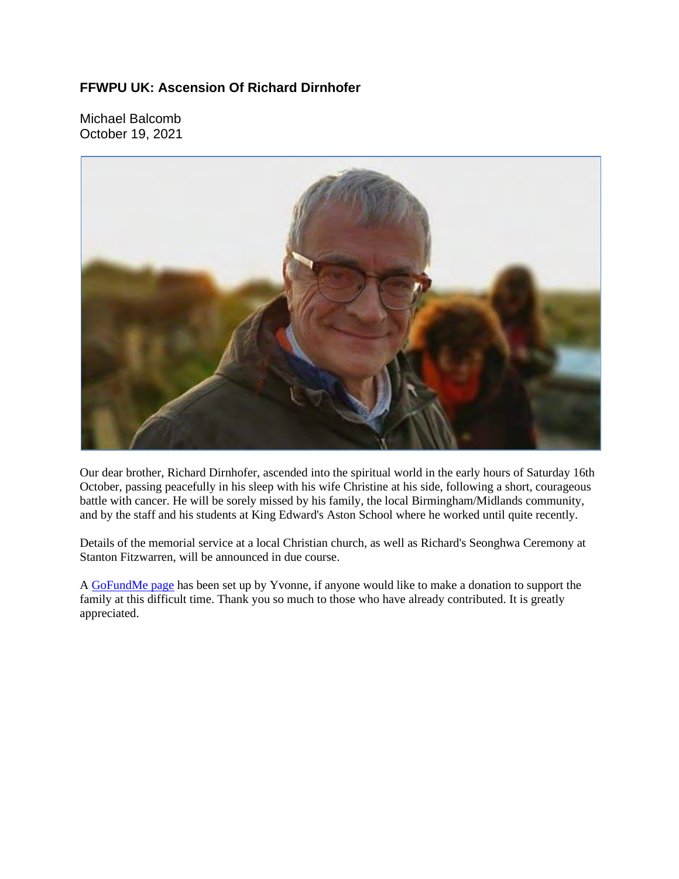# FFWPU UK: Ascension Of Richard Dirnhofer

Michael Balcomb
October 19, 2021

Our dear brother, Richard Dirnhofer, ascended into the spiritual world in the early hours of Saturday 16th October, passing peacefully in his sleep with his wife Christine at his side, following a short, courageous battle with cancer. He will be sorely missed by his family, the local Birmingham/Midlands community, and by the staff and his students at King Edward's Aston School where he worked until quite recently.

Details of the memorial service at a local Christian church, as well as Richard's Seonghwa Ceremony at Stanton Fitzwarren, will be announced in due course.

A GoFundMe page has been set up by Yvonne, if anyone would like to make a donation to support the family at this difficult time. Thank you so much to those who have already contributed. It is greatly appreciated.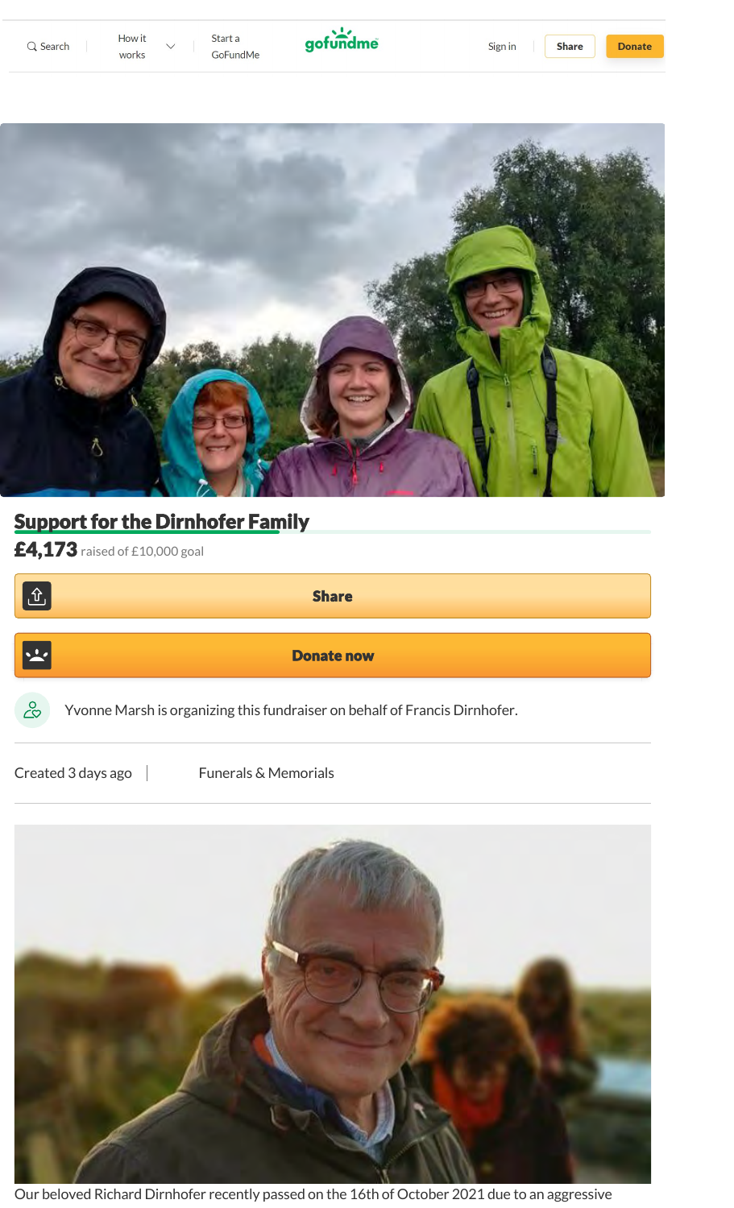Search | How it works | Start a GoFundMe | gofundme | Sign in | Share | Donate

# Support for the Dirnhofer Family

**£4,173** raised of £10,000 goal

Share

Donate now

Yvonne Marsh is organizing this fundraiser on behalf of Francis Dirnhofer.

Created 3 days ago | Funerals & Memorials

Our beloved Richard Dirnhofer recently passed on the 16th of October 2021 due to an aggressive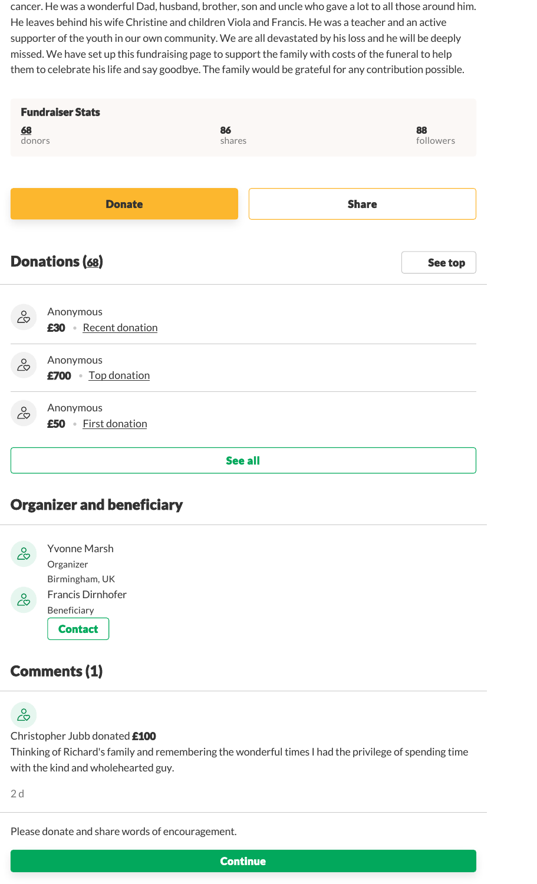cancer. He was a wonderful Dad, husband, brother, son and uncle who gave a lot to all those around him. He leaves behind his wife Christine and children Viola and Francis. He was a teacher and an active supporter of the youth in our own community. We are all devastated by his loss and he will be deeply missed. We have set up this fundraising page to support the family with costs of the funeral to help them to celebrate his life and say goodbye. The family would be grateful for any contribution possible.

**Fundraiser Stats**

| | | |
|---|---|---|
| 68 donors | 86 shares | 88 followers |

Donate

Share

## Donations (68)

See top

Anonymous
**£30** • Recent donation

Anonymous
**£700** • Top donation

Anonymous
**£50** • First donation

See all

## Organizer and beneficiary

Yvonne Marsh
Organizer
Birmingham, UK

Francis Dirnhofer
Beneficiary

Contact

## Comments (1)

Christopher Jubb donated **£100**
Thinking of Richard's family and remembering the wonderful times I had the privilege of spending time with the kind and wholehearted guy.

2 d

Please donate and share words of encouragement.

Continue